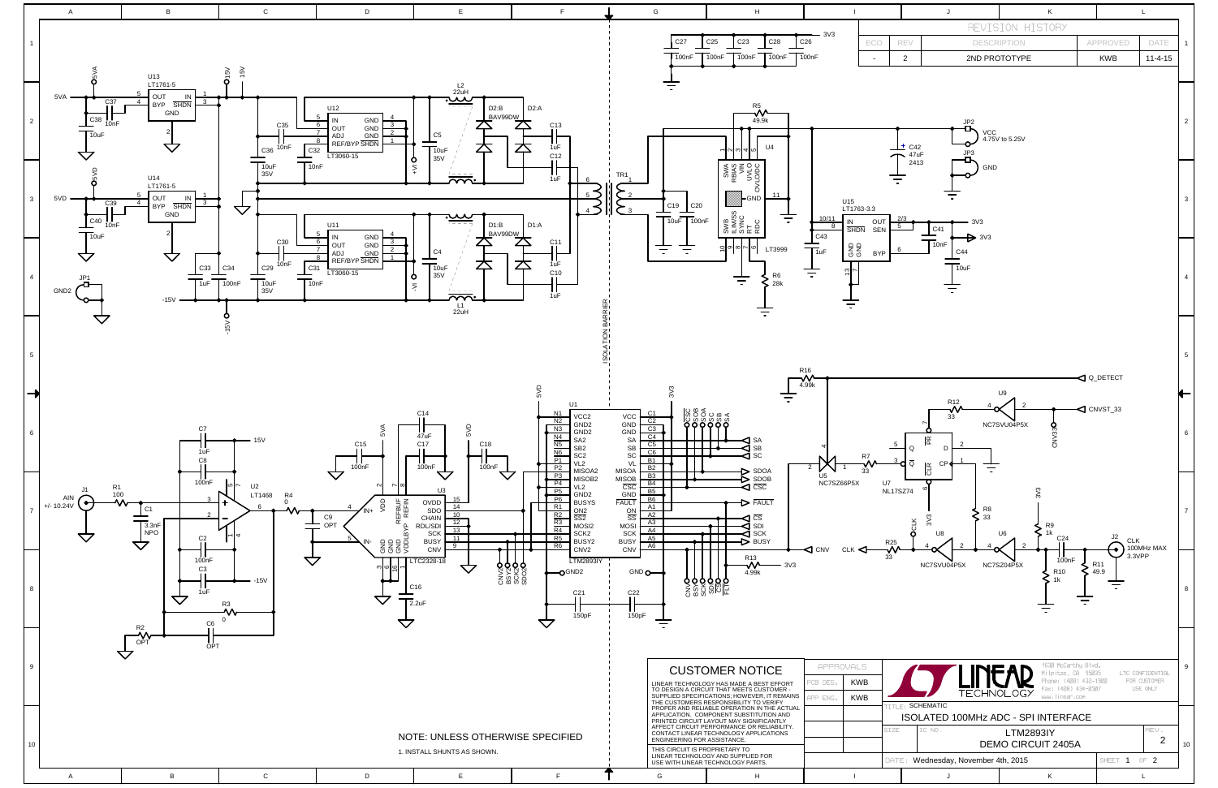## REVISION HISTORY

| ECO | REV | DESCRIPTION | APPROVED | DATE |
|---|---|---|---|---|
| - | 2 | 2ND PROTOTYPE | KWB | 11-4-15 |

NOTE: UNLESS OTHERWISE SPECIFIED

1. INSTALL SHUNTS AS SHOWN.

## CUSTOMER NOTICE

LINEAR TECHNOLOGY HAS MADE A BEST EFFORT TO DESIGN A CIRCUIT THAT MEETS CUSTOMER - SUPPLIED SPECIFICATIONS; HOWEVER, IT REMAINS THE CUSTOMERS RESPONSIBILITY TO VERIFY PROPER AND RELIABLE OPERATION IN THE ACTUAL APPLICATION. COMPONENT SUBSTITUTION AND PRINTED CIRCUIT LAYOUT MAY SIGNIFICANTLY AFFECT CIRCUIT PERFORMANCE OR RELIABILITY. CONTACT LINEAR TECHNOLOGY APPLICATIONS ENGINEERING FOR ASSISTANCE.

THIS CIRCUIT IS PROPRIETARY TO LINEAR TECHNOLOGY AND SUPPLIED FOR USE WITH LINEAR TECHNOLOGY PARTS.

| APPROVALS | |
|---|---|
| PCB DES. | KWB |
| APP ENG. | KWB |

LINEAR TECHNOLOGY

1630 McCarthy Blvd.
Milpitas, CA 95035
Phone: (408) 432-1900
Fax: (408) 434-0507
www.linear.com

LTC CONFIDENTIAL FOR CUSTOMER USE ONLY

TITLE: SCHEMATIC

ISOLATED 100MHz ADC - SPI INTERFACE

SIZE | IC NO. LTM2893IY | DEMO CIRCUIT 2405A | REV. 2

DATE: Wednesday, November 4th, 2015 | SHEET 1 OF 2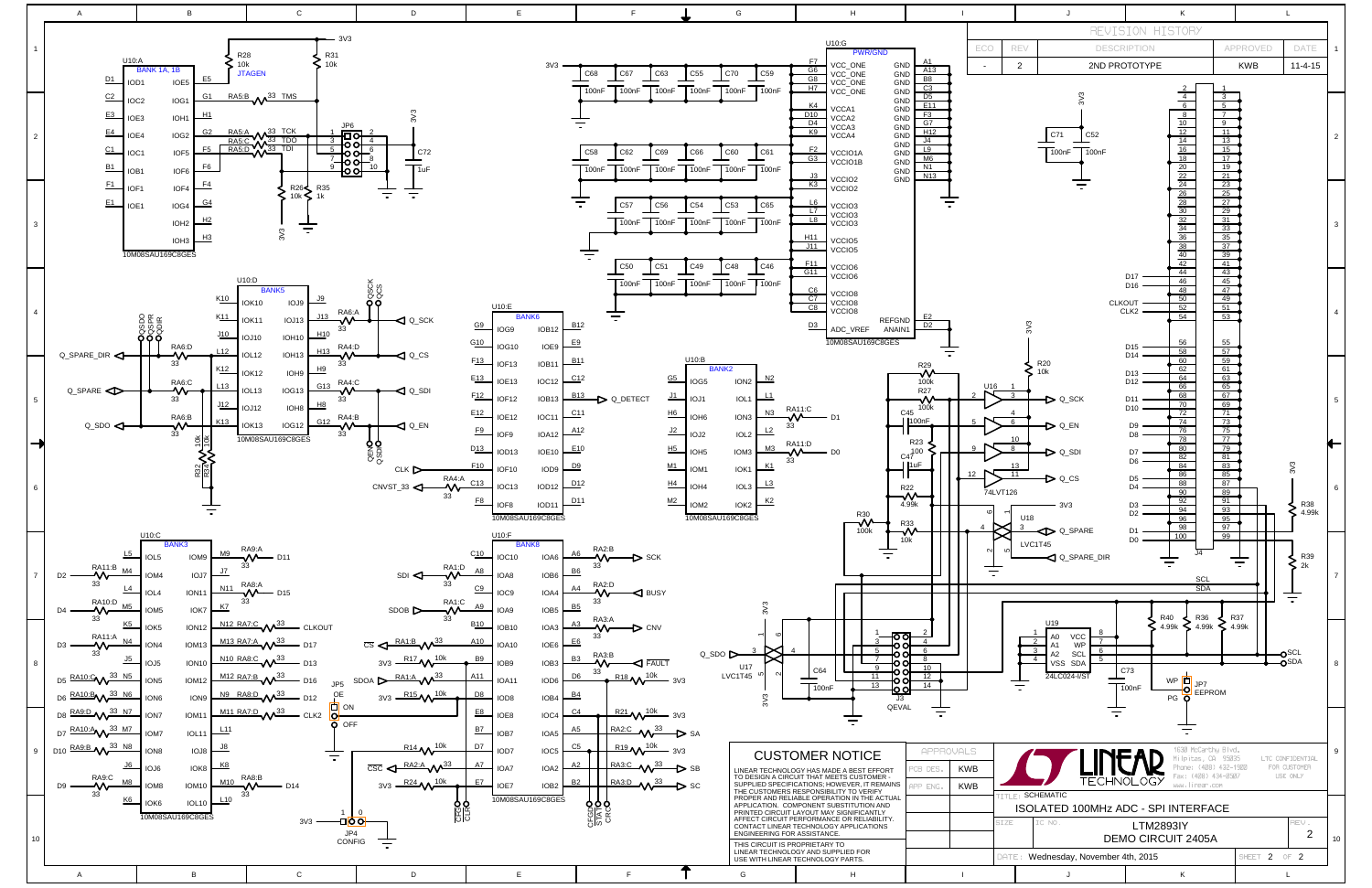## REVISION HISTORY

| ECO | REV | DESCRIPTION | APPROVED | DATE |
|---|---|---|---|---|
| - | 2 | 2ND PROTOTYPE | KWB | 11-4-15 |

## CUSTOMER NOTICE

LINEAR TECHNOLOGY HAS MADE A BEST EFFORT TO DESIGN A CIRCUIT THAT MEETS CUSTOMER - SUPPLIED SPECIFICATIONS; HOWEVER, IT REMAINS THE CUSTOMERS RESPONSIBILITY TO VERIFY PROPER AND RELIABLE OPERATION IN THE ACTUAL APPLICATION. COMPONENT SUBSTITUTION AND PRINTED CIRCUIT LAYOUT MAY SIGNIFICANTLY AFFECT CIRCUIT PERFORMANCE OR RELIABILITY. CONTACT LINEAR TECHNOLOGY APPLICATIONS ENGINEERING FOR ASSISTANCE.

THIS CIRCUIT IS PROPRIETARY TO LINEAR TECHNOLOGY AND SUPPLIED FOR USE WITH LINEAR TECHNOLOGY PARTS.

| APPROVALS | |
|---|---|
| PCB DES. | KWB |
| APP ENG. | KWB |

LINEAR TECHNOLOGY

1630 McCarthy Blvd. Milpitas, CA 95035 Phone: (408) 432-1900 Fax: (408) 434-0507 www.linear.com

LTC CONFIDENTIAL FOR CUSTOMER USE ONLY

TITLE: SCHEMATIC

ISOLATED 100MHz ADC - SPI INTERFACE

SIZE: | IC NO.: LTM2893IY | DEMO CIRCUIT 2405A | REV.: 2

DATE: Wednesday, November 4th, 2015 | SHEET 2 OF 2

U10:A BANK 1A, 1B JTAGEN; U10:B BANK2; U10:C BANK3; U10:D BANK5; U10:E BANK6; U10:F BANK8; U10:G PWR/GND — 10M08SAU169C8GES

U16 74LVT126; U17 LVC1T45; U18 LVC1T45; U19 24LC024-I/ST; J3 QEVAL; J4; JP4 CONFIG; JP5 OE (ON/OFF); JP6; JP7 EEPROM (WP/PG)

Signals: Q_SPARE_DIR, Q_SPARE, Q_SDO, Q_SCK, Q_CS, Q_SDI, Q_EN, Q_DETECT, CLK, CNVST_33, SDI, SDOB, SCK, BUSY, CNV, FAULT, SA, SB, SC, SDOA, CLKOUT, CLK2, D0–D17, SCL, SDA, 3V3